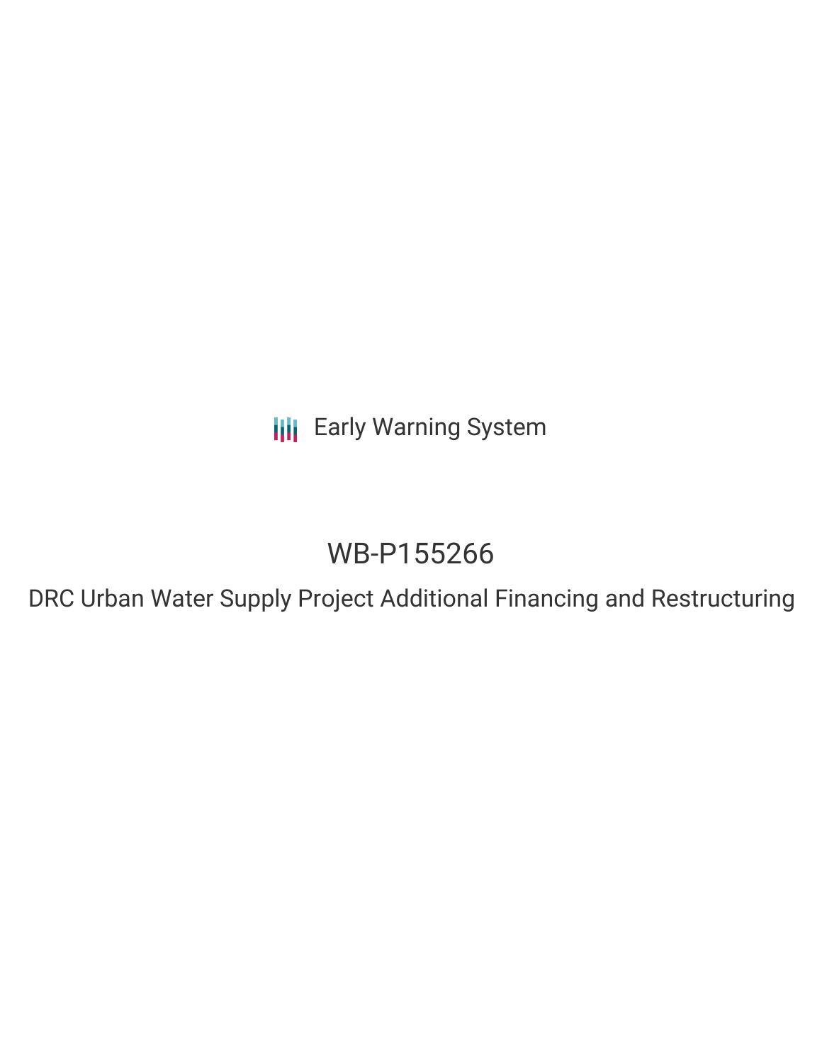Early Warning System

# WB-P155266

## DRC Urban Water Supply Project Additional Financing and Restructuring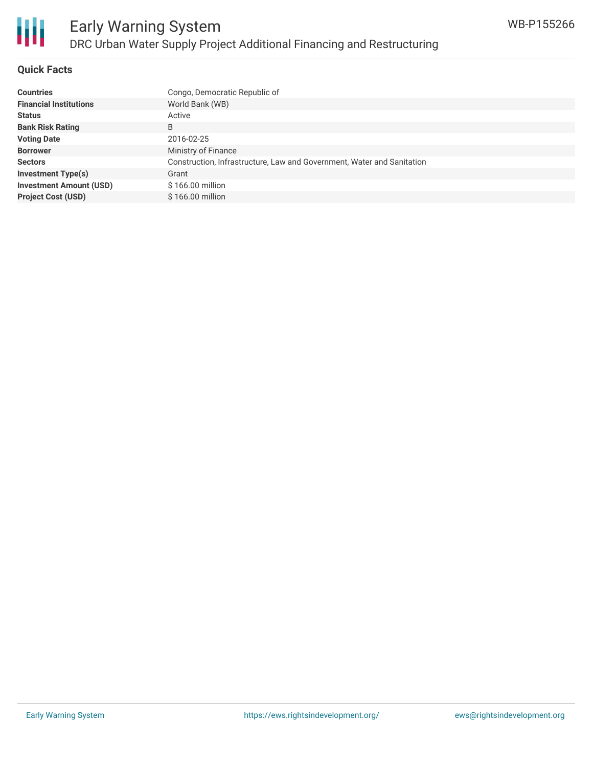## Quick Facts

| | |
|---|---|
| **Countries** | Congo, Democratic Republic of |
| **Financial Institutions** | World Bank (WB) |
| **Status** | Active |
| **Bank Risk Rating** | B |
| **Voting Date** | 2016-02-25 |
| **Borrower** | Ministry of Finance |
| **Sectors** | Construction, Infrastructure, Law and Government, Water and Sanitation |
| **Investment Type(s)** | Grant |
| **Investment Amount (USD)** | $ 166.00 million |
| **Project Cost (USD)** | $ 166.00 million |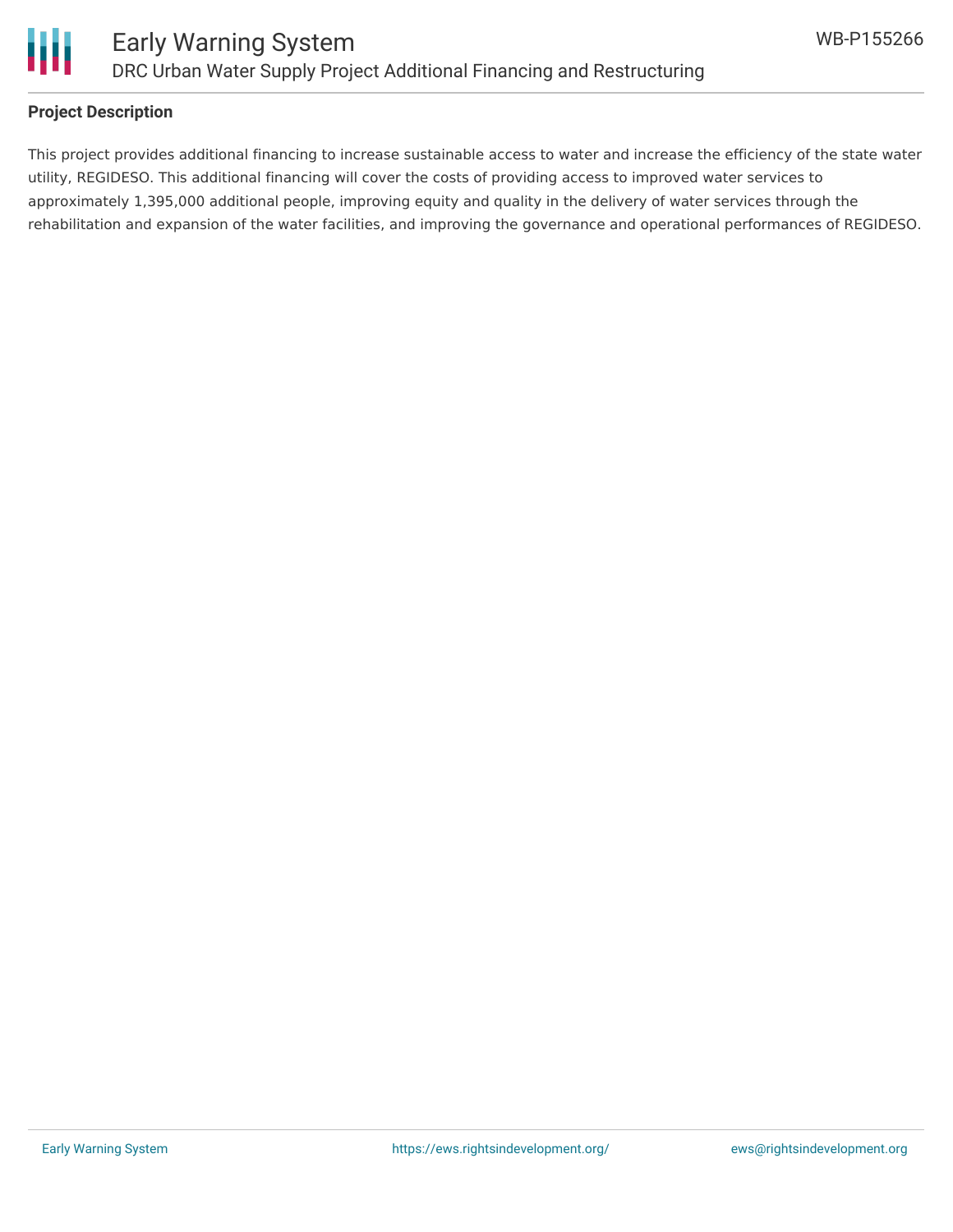**Project Description**

This project provides additional financing to increase sustainable access to water and increase the efficiency of the state water utility, REGIDESO. This additional financing will cover the costs of providing access to improved water services to approximately 1,395,000 additional people, improving equity and quality in the delivery of water services through the rehabilitation and expansion of the water facilities, and improving the governance and operational performances of REGIDESO.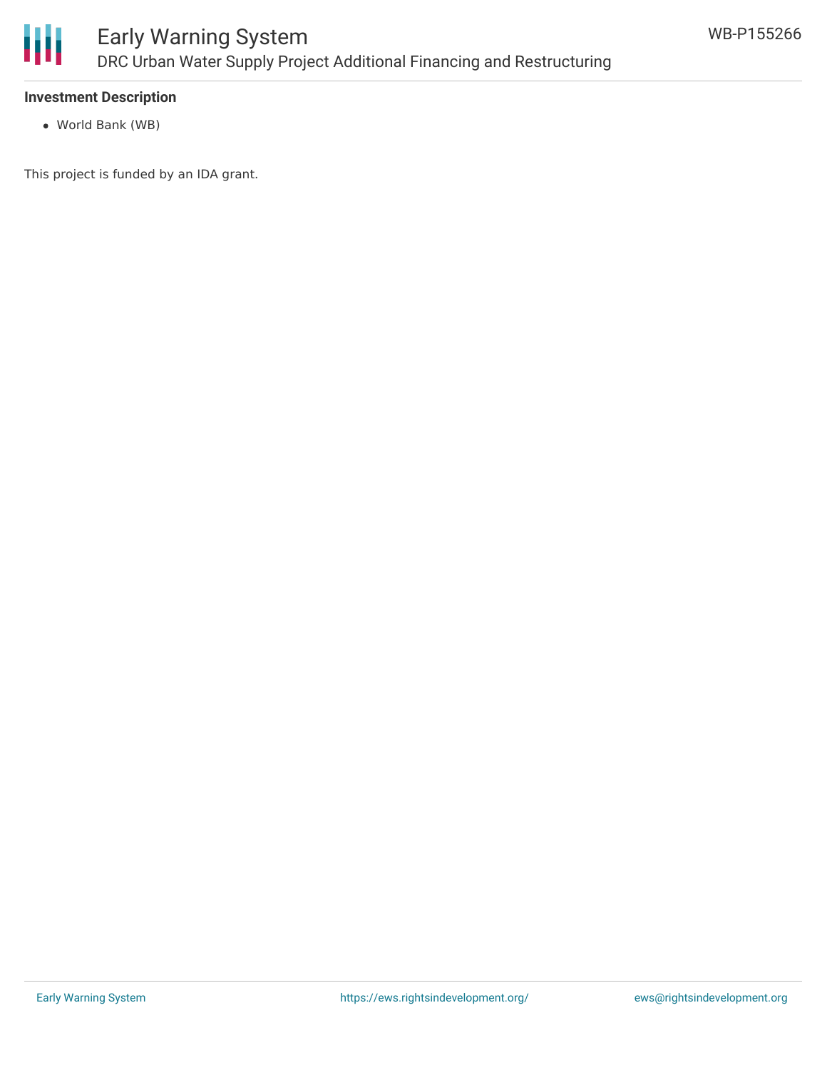**Investment Description**

- World Bank (WB)

This project is funded by an IDA grant.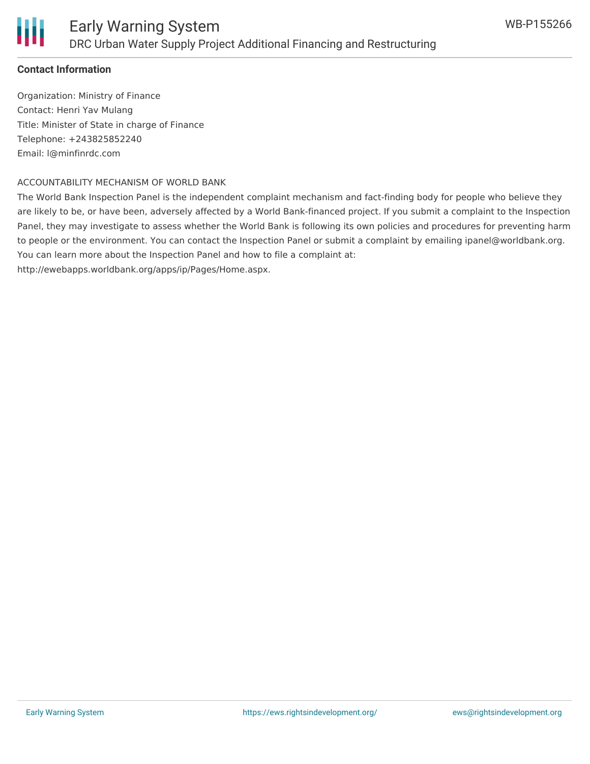**Contact Information**

Organization: Ministry of Finance
Contact: Henri Yav Mulang
Title: Minister of State in charge of Finance
Telephone: +243825852240
Email: l@minfinrdc.com

ACCOUNTABILITY MECHANISM OF WORLD BANK

The World Bank Inspection Panel is the independent complaint mechanism and fact-finding body for people who believe they are likely to be, or have been, adversely affected by a World Bank-financed project. If you submit a complaint to the Inspection Panel, they may investigate to assess whether the World Bank is following its own policies and procedures for preventing harm to people or the environment. You can contact the Inspection Panel or submit a complaint by emailing ipanel@worldbank.org. You can learn more about the Inspection Panel and how to file a complaint at: http://ewebapps.worldbank.org/apps/ip/Pages/Home.aspx.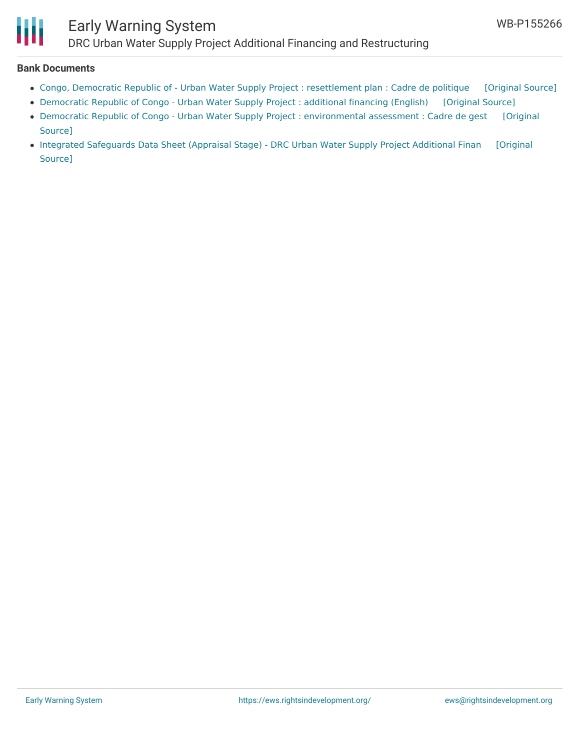**Bank Documents**

- Congo, Democratic Republic of - Urban Water Supply Project : resettlement plan : Cadre de politique [Original Source]
- Democratic Republic of Congo - Urban Water Supply Project : additional financing (English) [Original Source]
- Democratic Republic of Congo - Urban Water Supply Project : environmental assessment : Cadre de gest [Original Source]
- Integrated Safeguards Data Sheet (Appraisal Stage) - DRC Urban Water Supply Project Additional Finan [Original Source]